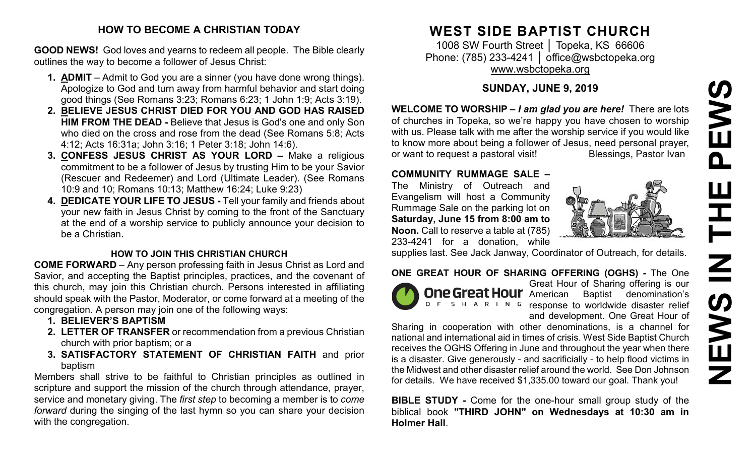## HOW TO BECOME A CHRISTIAN TODAY

**GOOD NEWS!** God loves and yearns to redeem all people. The Bible clearly outlines the way to become a follower of Jesus Christ:

1. **ADMIT** – Admit to God you are a sinner (you have done wrong things). Apologize to God and turn away from harmful behavior and start doing good things (See Romans 3:23; Romans 6:23; 1 John 1:9; Acts 3:19).
2. **BELIEVE JESUS CHRIST DIED FOR YOU AND GOD HAS RAISED HIM FROM THE DEAD -** Believe that Jesus is God's one and only Son who died on the cross and rose from the dead (See Romans 5:8; Acts 4:12; Acts 16:31a; John 3:16; 1 Peter 3:18; John 14:6).
3. **CONFESS JESUS CHRIST AS YOUR LORD –** Make a religious commitment to be a follower of Jesus by trusting Him to be your Savior (Rescuer and Redeemer) and Lord (Ultimate Leader). (See Romans 10:9 and 10; Romans 10:13; Matthew 16:24; Luke 9:23)
4. **DEDICATE YOUR LIFE TO JESUS -** Tell your family and friends about your new faith in Jesus Christ by coming to the front of the Sanctuary at the end of a worship service to publicly announce your decision to be a Christian.

### HOW TO JOIN THIS CHRISTIAN CHURCH

**COME FORWARD** – Any person professing faith in Jesus Christ as Lord and Savior, and accepting the Baptist principles, practices, and the covenant of this church, may join this Christian church. Persons interested in affiliating should speak with the Pastor, Moderator, or come forward at a meeting of the congregation. A person may join one of the following ways:

1. **BELIEVER'S BAPTISM**
2. **LETTER OF TRANSFER** or recommendation from a previous Christian church with prior baptism; or a
3. **SATISFACTORY STATEMENT OF CHRISTIAN FAITH** and prior baptism

Members shall strive to be faithful to Christian principles as outlined in scripture and support the mission of the church through attendance, prayer, service and monetary giving. The *first step* to becoming a member is to *come forward* during the singing of the last hymn so you can share your decision with the congregation.

# WEST SIDE BAPTIST CHURCH

1008 SW Fourth Street │ Topeka, KS 66606
Phone: (785) 233-4241 │ office@wsbctopeka.org
www.wsbctopeka.org

## SUNDAY, JUNE 9, 2019

**WELCOME TO WORSHIP –** ***I am glad you are here!*** There are lots of churches in Topeka, so we're happy you have chosen to worship with us. Please talk with me after the worship service if you would like to know more about being a follower of Jesus, need personal prayer, or want to request a pastoral visit! Blessings, Pastor Ivan

**COMMUNITY RUMMAGE SALE –** The Ministry of Outreach and Evangelism will host a Community Rummage Sale on the parking lot on **Saturday, June 15 from 8:00 am to Noon.** Call to reserve a table at (785) 233-4241 for a donation, while supplies last. See Jack Janway, Coordinator of Outreach, for details.

**ONE GREAT HOUR OF SHARING OFFERING (OGHS) -** The One Great Hour of Sharing offering is our American Baptist denomination's response to worldwide disaster relief and development. One Great Hour of Sharing in cooperation with other denominations, is a channel for national and international aid in times of crisis. West Side Baptist Church receives the OGHS Offering in June and throughout the year when there is a disaster. Give generously - and sacrificially - to help flood victims in the Midwest and other disaster relief around the world. See Don Johnson for details. We have received $1,335.00 toward our goal. Thank you!

**BIBLE STUDY -** Come for the one-hour small group study of the biblical book **"THIRD JOHN" on Wednesdays at 10:30 am in Holmer Hall**.

# NEWS IN THE PEWS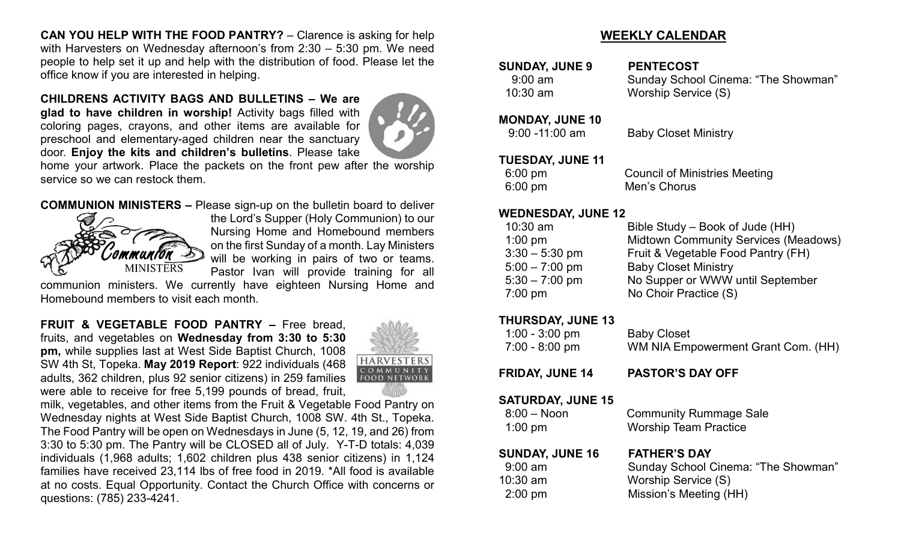**CAN YOU HELP WITH THE FOOD PANTRY?** – Clarence is asking for help with Harvesters on Wednesday afternoon's from 2:30 – 5:30 pm. We need people to help set it up and help with the distribution of food. Please let the office know if you are interested in helping.

**CHILDRENS ACTIVITY BAGS AND BULLETINS – We are glad to have children in worship!** Activity bags filled with coloring pages, crayons, and other items are available for preschool and elementary-aged children near the sanctuary door. **Enjoy the kits and children's bulletins**. Please take home your artwork. Place the packets on the front pew after the worship service so we can restock them.

**COMMUNION MINISTERS –** Please sign-up on the bulletin board to deliver the Lord's Supper (Holy Communion) to our Nursing Home and Homebound members on the first Sunday of a month. Lay Ministers will be working in pairs of two or teams. Pastor Ivan will provide training for all communion ministers. We currently have eighteen Nursing Home and Homebound members to visit each month.

**FRUIT & VEGETABLE FOOD PANTRY –** Free bread, fruits, and vegetables on **Wednesday from 3:30 to 5:30 pm,** while supplies last at West Side Baptist Church, 1008 SW 4th St, Topeka. **May 2019 Report**: 922 individuals (468 adults, 362 children, plus 92 senior citizens) in 259 families were able to receive for free 5,199 pounds of bread, fruit, milk, vegetables, and other items from the Fruit & Vegetable Food Pantry on Wednesday nights at West Side Baptist Church, 1008 SW. 4th St., Topeka. The Food Pantry will be open on Wednesdays in June (5, 12, 19, and 26) from 3:30 to 5:30 pm. The Pantry will be CLOSED all of July. Y-T-D totals: 4,039 individuals (1,968 adults; 1,602 children plus 438 senior citizens) in 1,124 families have received 23,114 lbs of free food in 2019. *All food is available at no costs. Equal Opportunity. Contact the Church Office with concerns or questions: (785) 233-4241.

## WEEKLY CALENDAR

**SUNDAY, JUNE 9** **PENTECOST**
- 9:00 am — Sunday School Cinema: "The Showman"
- 10:30 am — Worship Service (S)

**MONDAY, JUNE 10**
- 9:00 -11:00 am — Baby Closet Ministry

**TUESDAY, JUNE 11**
- 6:00 pm — Council of Ministries Meeting
- 6:00 pm — Men's Chorus

**WEDNESDAY, JUNE 12**
- 10:30 am — Bible Study – Book of Jude (HH)
- 1:00 pm — Midtown Community Services (Meadows)
- 3:30 – 5:30 pm — Fruit & Vegetable Food Pantry (FH)
- 5:00 – 7:00 pm — Baby Closet Ministry
- 5:30 – 7:00 pm — No Supper or WWW until September
- 7:00 pm — No Choir Practice (S)

**THURSDAY, JUNE 13**
- 1:00 - 3:00 pm — Baby Closet
- 7:00 - 8:00 pm — WM NIA Empowerment Grant Com. (HH)

**FRIDAY, JUNE 14** **PASTOR'S DAY OFF**

**SATURDAY, JUNE 15**
- 8:00 – Noon — Community Rummage Sale
- 1:00 pm — Worship Team Practice

**SUNDAY, JUNE 16** **FATHER'S DAY**
- 9:00 am — Sunday School Cinema: "The Showman"
- 10:30 am — Worship Service (S)
- 2:00 pm — Mission's Meeting (HH)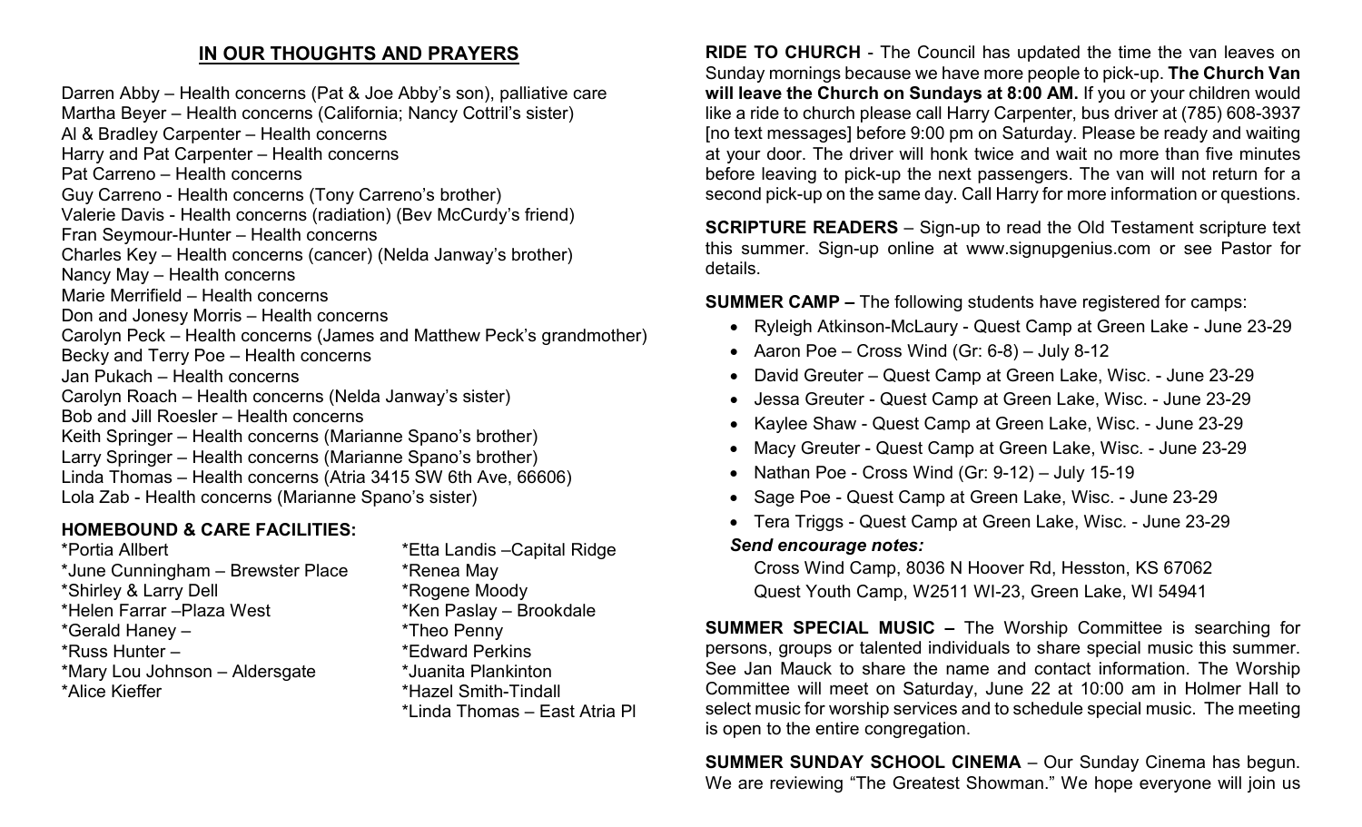## IN OUR THOUGHTS AND PRAYERS

Darren Abby – Health concerns (Pat & Joe Abby's son), palliative care
Martha Beyer – Health concerns (California; Nancy Cottril's sister)
Al & Bradley Carpenter – Health concerns
Harry and Pat Carpenter – Health concerns
Pat Carreno – Health concerns
Guy Carreno - Health concerns (Tony Carreno's brother)
Valerie Davis - Health concerns (radiation) (Bev McCurdy's friend)
Fran Seymour-Hunter – Health concerns
Charles Key – Health concerns (cancer) (Nelda Janway's brother)
Nancy May – Health concerns
Marie Merrifield – Health concerns
Don and Jonesy Morris – Health concerns
Carolyn Peck – Health concerns (James and Matthew Peck's grandmother)
Becky and Terry Poe – Health concerns
Jan Pukach – Health concerns
Carolyn Roach – Health concerns (Nelda Janway's sister)
Bob and Jill Roesler – Health concerns
Keith Springer – Health concerns (Marianne Spano's brother)
Larry Springer – Health concerns (Marianne Spano's brother)
Linda Thomas – Health concerns (Atria 3415 SW 6th Ave, 66606)
Lola Zab - Health concerns (Marianne Spano's sister)

**HOMEBOUND & CARE FACILITIES:**

*Portia Allbert
*June Cunningham – Brewster Place
*Shirley & Larry Dell
*Helen Farrar –Plaza West
*Gerald Haney –
*Russ Hunter –
*Mary Lou Johnson – Aldersgate
*Alice Kieffer
*Etta Landis –Capital Ridge
*Renea May
*Rogene Moody
*Ken Paslay – Brookdale
*Theo Penny
*Edward Perkins
*Juanita Plankinton
*Hazel Smith-Tindall
*Linda Thomas – East Atria Pl

**RIDE TO CHURCH** - The Council has updated the time the van leaves on Sunday mornings because we have more people to pick-up. **The Church Van will leave the Church on Sundays at 8:00 AM.** If you or your children would like a ride to church please call Harry Carpenter, bus driver at (785) 608-3937 [no text messages] before 9:00 pm on Saturday. Please be ready and waiting at your door. The driver will honk twice and wait no more than five minutes before leaving to pick-up the next passengers. The van will not return for a second pick-up on the same day. Call Harry for more information or questions.

**SCRIPTURE READERS** – Sign-up to read the Old Testament scripture text this summer. Sign-up online at www.signupgenius.com or see Pastor for details.

**SUMMER CAMP –** The following students have registered for camps:

- Ryleigh Atkinson-McLaury - Quest Camp at Green Lake - June 23-29
- Aaron Poe – Cross Wind (Gr: 6-8) – July 8-12
- David Greuter – Quest Camp at Green Lake, Wisc. - June 23-29
- Jessa Greuter - Quest Camp at Green Lake, Wisc. - June 23-29
- Kaylee Shaw - Quest Camp at Green Lake, Wisc. - June 23-29
- Macy Greuter - Quest Camp at Green Lake, Wisc. - June 23-29
- Nathan Poe - Cross Wind (Gr: 9-12) – July 15-19
- Sage Poe - Quest Camp at Green Lake, Wisc. - June 23-29
- Tera Triggs - Quest Camp at Green Lake, Wisc. - June 23-29

***Send encourage notes:***

Cross Wind Camp, 8036 N Hoover Rd, Hesston, KS 67062
Quest Youth Camp, W2511 WI-23, Green Lake, WI 54941

**SUMMER SPECIAL MUSIC –** The Worship Committee is searching for persons, groups or talented individuals to share special music this summer. See Jan Mauck to share the name and contact information. The Worship Committee will meet on Saturday, June 22 at 10:00 am in Holmer Hall to select music for worship services and to schedule special music. The meeting is open to the entire congregation.

**SUMMER SUNDAY SCHOOL CINEMA** – Our Sunday Cinema has begun. We are reviewing "The Greatest Showman." We hope everyone will join us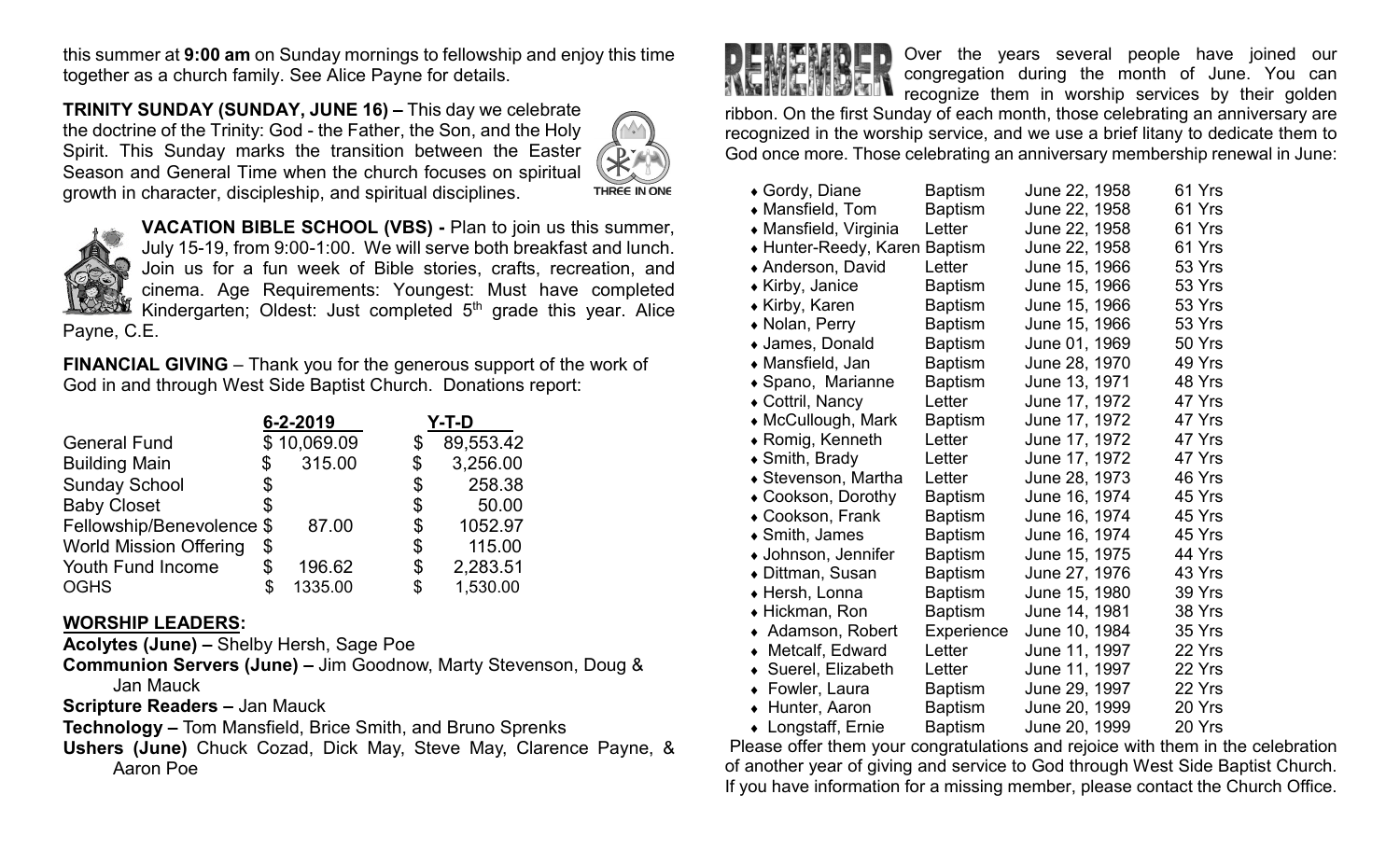this summer at **9:00 am** on Sunday mornings to fellowship and enjoy this time together as a church family. See Alice Payne for details.

**TRINITY SUNDAY (SUNDAY, JUNE 16) –** This day we celebrate the doctrine of the Trinity: God - the Father, the Son, and the Holy Spirit. This Sunday marks the transition between the Easter Season and General Time when the church focuses on spiritual growth in character, discipleship, and spiritual disciplines.

THREE IN ONE

**VACATION BIBLE SCHOOL (VBS) -** Plan to join us this summer, July 15-19, from 9:00-1:00. We will serve both breakfast and lunch. Join us for a fun week of Bible stories, crafts, recreation, and cinema. Age Requirements: Youngest: Must have completed Kindergarten; Oldest: Just completed 5th grade this year. Alice Payne, C.E.

**FINANCIAL GIVING** – Thank you for the generous support of the work of God in and through West Side Baptist Church. Donations report:

| | 6-2-2019 | Y-T-D |
|---|---|---|
| General Fund | $ 10,069.09 | $ 89,553.42 |
| Building Main | $ 315.00 | $ 3,256.00 |
| Sunday School | $ | $ 258.38 |
| Baby Closet | $ | $ 50.00 |
| Fellowship/Benevolence | $ 87.00 | $ 1052.97 |
| World Mission Offering | $ | $ 115.00 |
| Youth Fund Income | $ 196.62 | $ 2,283.51 |
| OGHS | $ 1335.00 | $ 1,530.00 |

**WORSHIP LEADERS:**

**Acolytes (June) –** Shelby Hersh, Sage Poe

**Communion Servers (June) –** Jim Goodnow, Marty Stevenson, Doug & Jan Mauck

**Scripture Readers –** Jan Mauck

**Technology –** Tom Mansfield, Brice Smith, and Bruno Sprenks

**Ushers (June)** Chuck Cozad, Dick May, Steve May, Clarence Payne, & Aaron Poe

**REMEMBER** Over the years several people have joined our congregation during the month of June. You can recognize them in worship services by their golden ribbon. On the first Sunday of each month, those celebrating an anniversary are recognized in the worship service, and we use a brief litany to dedicate them to God once more. Those celebrating an anniversary membership renewal in June:

| | | | |
|---|---|---|---|
| ♦ Gordy, Diane | Baptism | June 22, 1958 | 61 Yrs |
| ♦ Mansfield, Tom | Baptism | June 22, 1958 | 61 Yrs |
| ♦ Mansfield, Virginia | Letter | June 22, 1958 | 61 Yrs |
| ♦ Hunter-Reedy, Karen | Baptism | June 22, 1958 | 61 Yrs |
| ♦ Anderson, David | Letter | June 15, 1966 | 53 Yrs |
| ♦ Kirby, Janice | Baptism | June 15, 1966 | 53 Yrs |
| ♦ Kirby, Karen | Baptism | June 15, 1966 | 53 Yrs |
| ♦ Nolan, Perry | Baptism | June 15, 1966 | 53 Yrs |
| ♦ James, Donald | Baptism | June 01, 1969 | 50 Yrs |
| ♦ Mansfield, Jan | Baptism | June 28, 1970 | 49 Yrs |
| ♦ Spano, Marianne | Baptism | June 13, 1971 | 48 Yrs |
| ♦ Cottril, Nancy | Letter | June 17, 1972 | 47 Yrs |
| ♦ McCullough, Mark | Baptism | June 17, 1972 | 47 Yrs |
| ♦ Romig, Kenneth | Letter | June 17, 1972 | 47 Yrs |
| ♦ Smith, Brady | Letter | June 17, 1972 | 47 Yrs |
| ♦ Stevenson, Martha | Letter | June 28, 1973 | 46 Yrs |
| ♦ Cookson, Dorothy | Baptism | June 16, 1974 | 45 Yrs |
| ♦ Cookson, Frank | Baptism | June 16, 1974 | 45 Yrs |
| ♦ Smith, James | Baptism | June 16, 1974 | 45 Yrs |
| ♦ Johnson, Jennifer | Baptism | June 15, 1975 | 44 Yrs |
| ♦ Dittman, Susan | Baptism | June 27, 1976 | 43 Yrs |
| ♦ Hersh, Lonna | Baptism | June 15, 1980 | 39 Yrs |
| ♦ Hickman, Ron | Baptism | June 14, 1981 | 38 Yrs |
| ♦ Adamson, Robert | Experience | June 10, 1984 | 35 Yrs |
| ♦ Metcalf, Edward | Letter | June 11, 1997 | 22 Yrs |
| ♦ Suerel, Elizabeth | Letter | June 11, 1997 | 22 Yrs |
| ♦ Fowler, Laura | Baptism | June 29, 1997 | 22 Yrs |
| ♦ Hunter, Aaron | Baptism | June 20, 1999 | 20 Yrs |
| ♦ Longstaff, Ernie | Baptism | June 20, 1999 | 20 Yrs |

Please offer them your congratulations and rejoice with them in the celebration of another year of giving and service to God through West Side Baptist Church. If you have information for a missing member, please contact the Church Office.